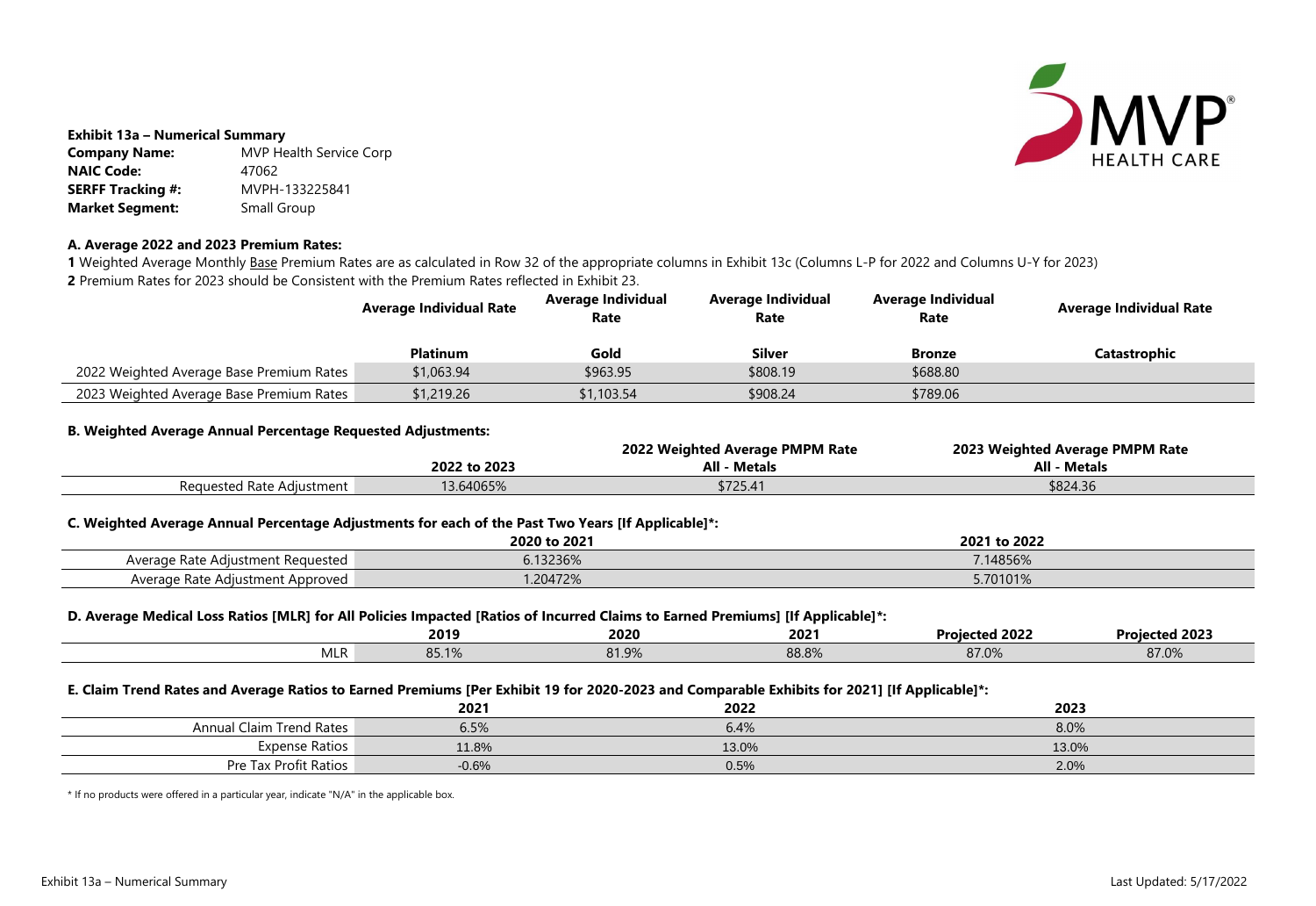**Exhibit 13a – Numerical Summary**

| | |
|---|---|
| **Company Name:** | MVP Health Service Corp |
| **NAIC Code:** | 47062 |
| **SERFF Tracking #:** | MVPH-133225841 |
| **Market Segment:** | Small Group |

**A. Average 2022 and 2023 Premium Rates:**

**1** Weighted Average Monthly Base Premium Rates are as calculated in Row 32 of the appropriate columns in Exhibit 13c (Columns L-P for 2022 and Columns U-Y for 2023)

**2** Premium Rates for 2023 should be Consistent with the Premium Rates reflected in Exhibit 23.

| | Average Individual Rate | Average Individual Rate | Average Individual Rate | Average Individual Rate | Average Individual Rate |
|---|---|---|---|---|---|
| | **Platinum** | **Gold** | **Silver** | **Bronze** | **Catastrophic** |
| 2022 Weighted Average Base Premium Rates | $1,063.94 | $963.95 | $808.19 | $688.80 | |
| 2023 Weighted Average Base Premium Rates | $1,219.26 | $1,103.54 | $908.24 | $789.06 | |

**B. Weighted Average Annual Percentage Requested Adjustments:**

| | 2022 to 2023 | 2022 Weighted Average PMPM Rate All - Metals | 2023 Weighted Average PMPM Rate All - Metals |
|---|---|---|---|
| Requested Rate Adjustment | 13.64065% | $725.41 | $824.36 |

**C. Weighted Average Annual Percentage Adjustments for each of the Past Two Years [If Applicable]*:**

| | 2020 to 2021 | 2021 to 2022 |
|---|---|---|
| Average Rate Adjustment Requested | 6.13236% | 7.14856% |
| Average Rate Adjustment Approved | 1.20472% | 5.70101% |

**D. Average Medical Loss Ratios [MLR] for All Policies Impacted [Ratios of Incurred Claims to Earned Premiums] [If Applicable]*:**

| | 2019 | 2020 | 2021 | Projected 2022 | Projected 2023 |
|---|---|---|---|---|---|
| MLR | 85.1% | 81.9% | 88.8% | 87.0% | 87.0% |

**E. Claim Trend Rates and Average Ratios to Earned Premiums [Per Exhibit 19 for 2020-2023 and Comparable Exhibits for 2021] [If Applicable]*:**

| | 2021 | 2022 | 2023 |
|---|---|---|---|
| Annual Claim Trend Rates | 6.5% | 6.4% | 8.0% |
| Expense Ratios | 11.8% | 13.0% | 13.0% |
| Pre Tax Profit Ratios | -0.6% | 0.5% | 2.0% |

* If no products were offered in a particular year, indicate "N/A" in the applicable box.

Exhibit 13a – Numerical Summary

Last Updated: 5/17/2022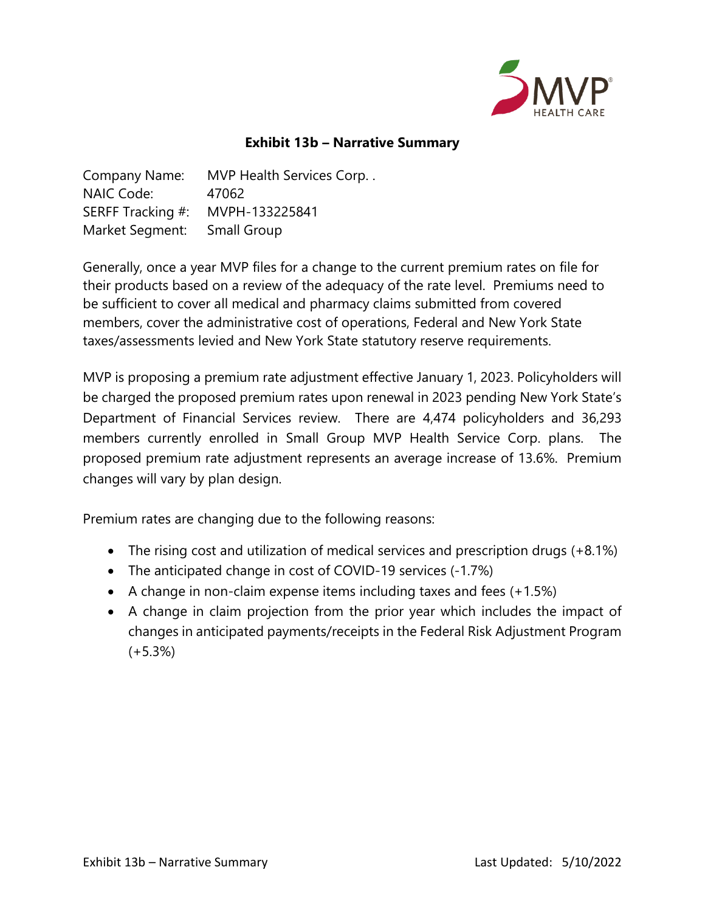## Exhibit 13b – Narrative Summary

Company Name: MVP Health Services Corp. .
NAIC Code: 47062
SERFF Tracking #: MVPH-133225841
Market Segment: Small Group

Generally, once a year MVP files for a change to the current premium rates on file for their products based on a review of the adequacy of the rate level. Premiums need to be sufficient to cover all medical and pharmacy claims submitted from covered members, cover the administrative cost of operations, Federal and New York State taxes/assessments levied and New York State statutory reserve requirements.

MVP is proposing a premium rate adjustment effective January 1, 2023. Policyholders will be charged the proposed premium rates upon renewal in 2023 pending New York State's Department of Financial Services review. There are 4,474 policyholders and 36,293 members currently enrolled in Small Group MVP Health Service Corp. plans. The proposed premium rate adjustment represents an average increase of 13.6%. Premium changes will vary by plan design.

Premium rates are changing due to the following reasons:

- The rising cost and utilization of medical services and prescription drugs (+8.1%)
- The anticipated change in cost of COVID-19 services (-1.7%)
- A change in non-claim expense items including taxes and fees (+1.5%)
- A change in claim projection from the prior year which includes the impact of changes in anticipated payments/receipts in the Federal Risk Adjustment Program (+5.3%)